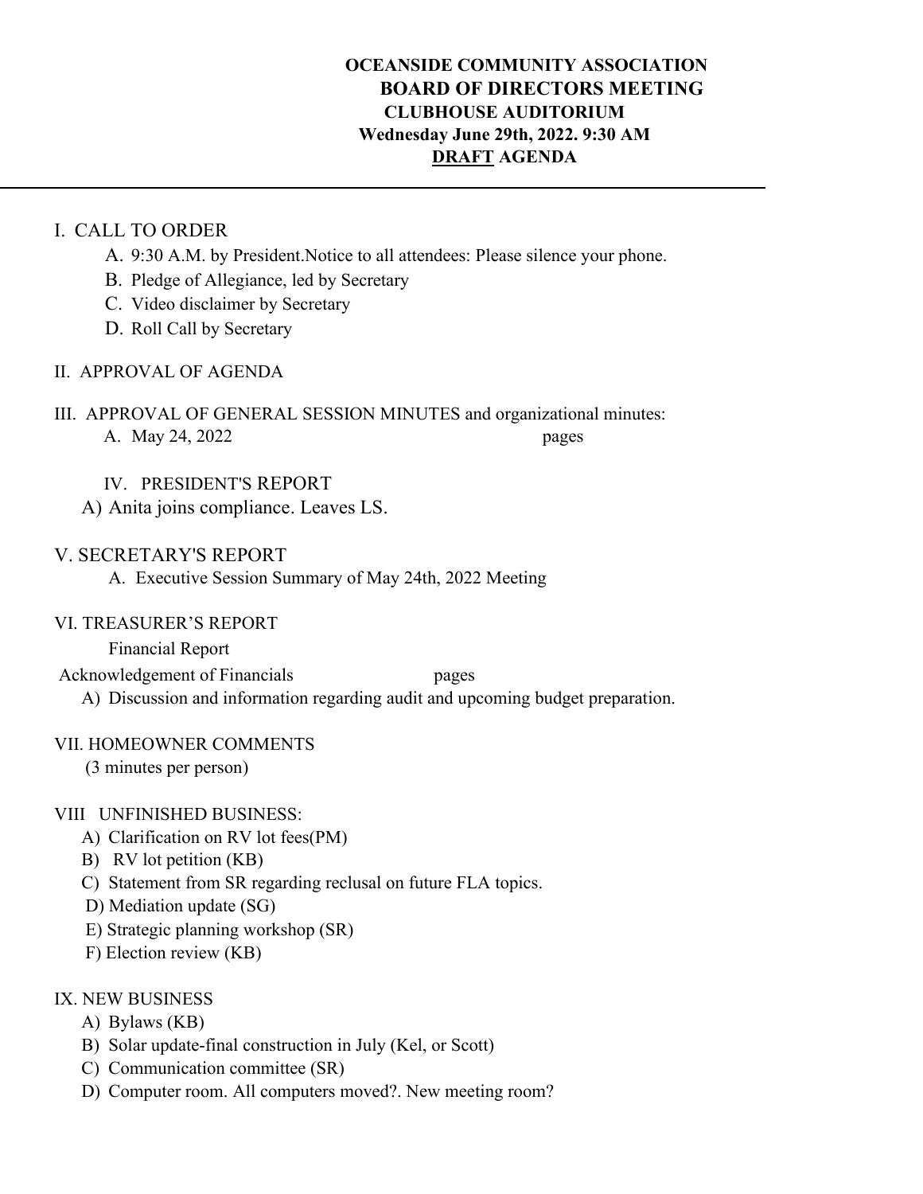**OCEANSIDE COMMUNITY ASSOCIATION**
**BOARD OF DIRECTORS MEETING**
**CLUBHOUSE AUDITORIUM**
**Wednesday June 29th, 2022. 9:30 AM**
**<u>DRAFT</u> AGENDA**

---

I. CALL TO ORDER

- A. 9:30 A.M. by President.Notice to all attendees: Please silence your phone.
- B. Pledge of Allegiance, led by Secretary
- C. Video disclaimer by Secretary
- D. Roll Call by Secretary

II. APPROVAL OF AGENDA

III. APPROVAL OF GENERAL SESSION MINUTES and organizational minutes:

- A. May 24, 2022 pages

IV. PRESIDENT'S REPORT

- A) Anita joins compliance. Leaves LS.

V. SECRETARY'S REPORT

- A. Executive Session Summary of May 24th, 2022 Meeting

VI. TREASURER'S REPORT

Financial Report

Acknowledgement of Financials pages

- A) Discussion and information regarding audit and upcoming budget preparation.

VII. HOMEOWNER COMMENTS

(3 minutes per person)

VIII UNFINISHED BUSINESS:

- A) Clarification on RV lot fees(PM)
- B) RV lot petition (KB)
- C) Statement from SR regarding reclusal on future FLA topics.
- D) Mediation update (SG)
- E) Strategic planning workshop (SR)
- F) Election review (KB)

IX. NEW BUSINESS

- A) Bylaws (KB)
- B) Solar update-final construction in July (Kel, or Scott)
- C) Communication committee (SR)
- D) Computer room. All computers moved?. New meeting room?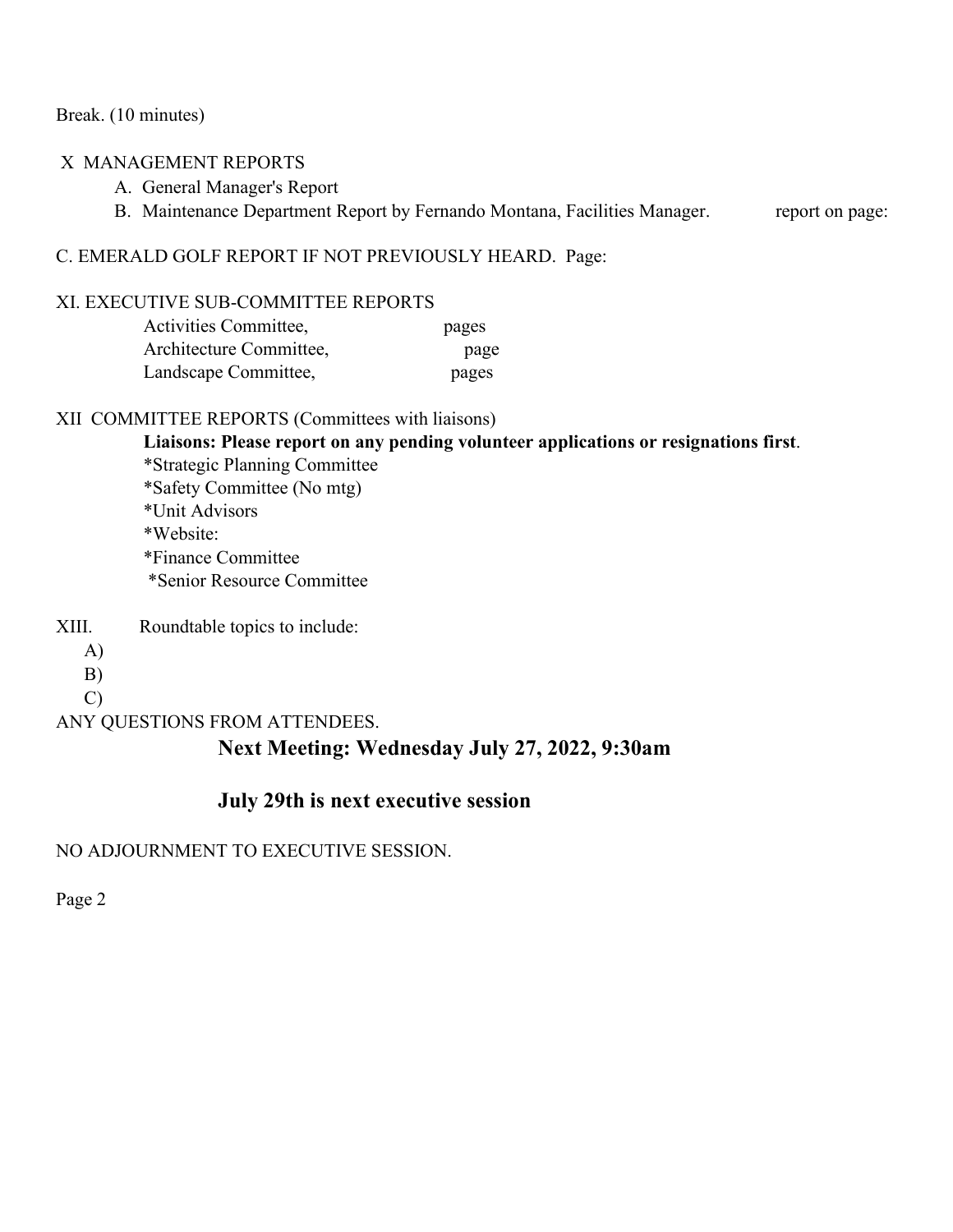Break. (10 minutes)

X MANAGEMENT REPORTS

A. General Manager's Report

B. Maintenance Department Report by Fernando Montana, Facilities Manager. report on page:

C. EMERALD GOLF REPORT IF NOT PREVIOUSLY HEARD. Page:

XI. EXECUTIVE SUB-COMMITTEE REPORTS

Activities Committee, pages

Architecture Committee, page

Landscape Committee, pages

XII COMMITTEE REPORTS (Committees with liaisons)

**Liaisons: Please report on any pending volunteer applications or resignations first**.

*Strategic Planning Committee

*Safety Committee (No mtg)

*Unit Advisors

*Website:

*Finance Committee

*Senior Resource Committee

XIII. Roundtable topics to include:

A)

B)

C)

ANY QUESTIONS FROM ATTENDEES.

**Next Meeting: Wednesday July 27, 2022, 9:30am**

**July 29th is next executive session**

NO ADJOURNMENT TO EXECUTIVE SESSION.